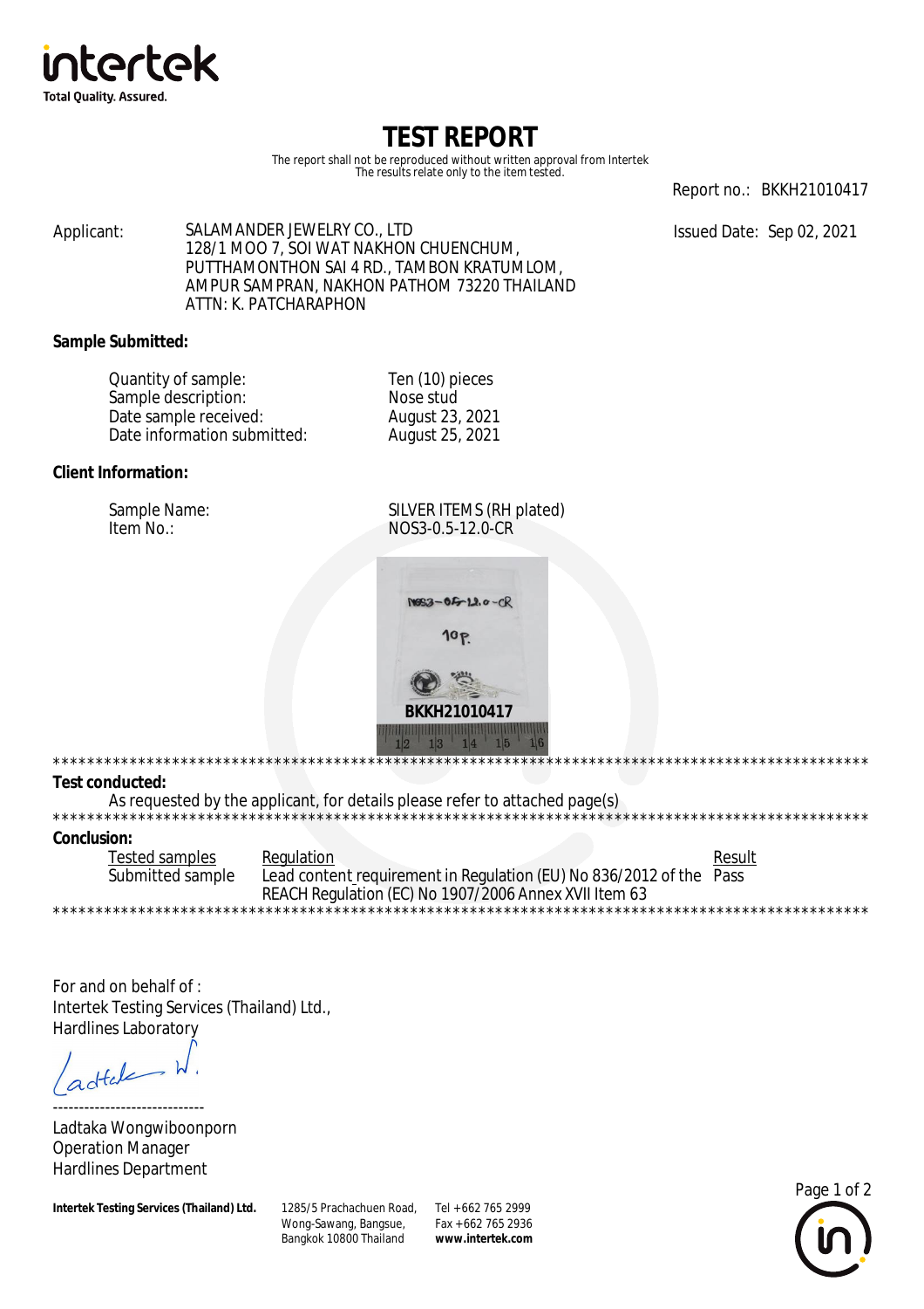intertek
Total Quality. Assured.

# TEST REPORT

The report shall not be reproduced without written approval from Intertek
The results relate only to the item tested.

Report no.: BKKH21010417

Issued Date: Sep 02, 2021

Applicant: SALAMANDER JEWELRY CO., LTD
128/1 MOO 7, SOI WAT NAKHON CHUENCHUM,
PUTTHAMONTHON SAI 4 RD., TAMBON KRATUMLOM,
AMPUR SAMPRAN, NAKHON PATHOM 73220 THAILAND
ATTN: K. PATCHARAPHON

**Sample Submitted:**

| | |
|---|---|
| Quantity of sample: | Ten (10) pieces |
| Sample description: | Nose stud |
| Date sample received: | August 23, 2021 |
| Date information submitted: | August 25, 2021 |

**Client Information:**

| | |
|---|---|
| Sample Name: | SILVER ITEMS (RH plated) |
| Item No.: | NOS3-0.5-12.0-CR |

*******************************************************************************************

**Test conducted:**

As requested by the applicant, for details please refer to attached page(s)

*******************************************************************************************

**Conclusion:**

| Tested samples | Regulation | Result |
|---|---|---|
| Submitted sample | Lead content requirement in Regulation (EU) No 836/2012 of the REACH Regulation (EC) No 1907/2006 Annex XVII Item 63 | Pass |

*******************************************************************************************

For and on behalf of :
Intertek Testing Services (Thailand) Ltd.,
Hardlines Laboratory

-----------------------------
Ladtaka Wongwiboonporn
Operation Manager
Hardlines Department

**Intertek Testing Services (Thailand) Ltd.** 1285/5 Prachachuen Road, Wong-Sawang, Bangsue, Bangkok 10800 Thailand Tel +662 765 2999 Fax +662 765 2936 **www.intertek.com**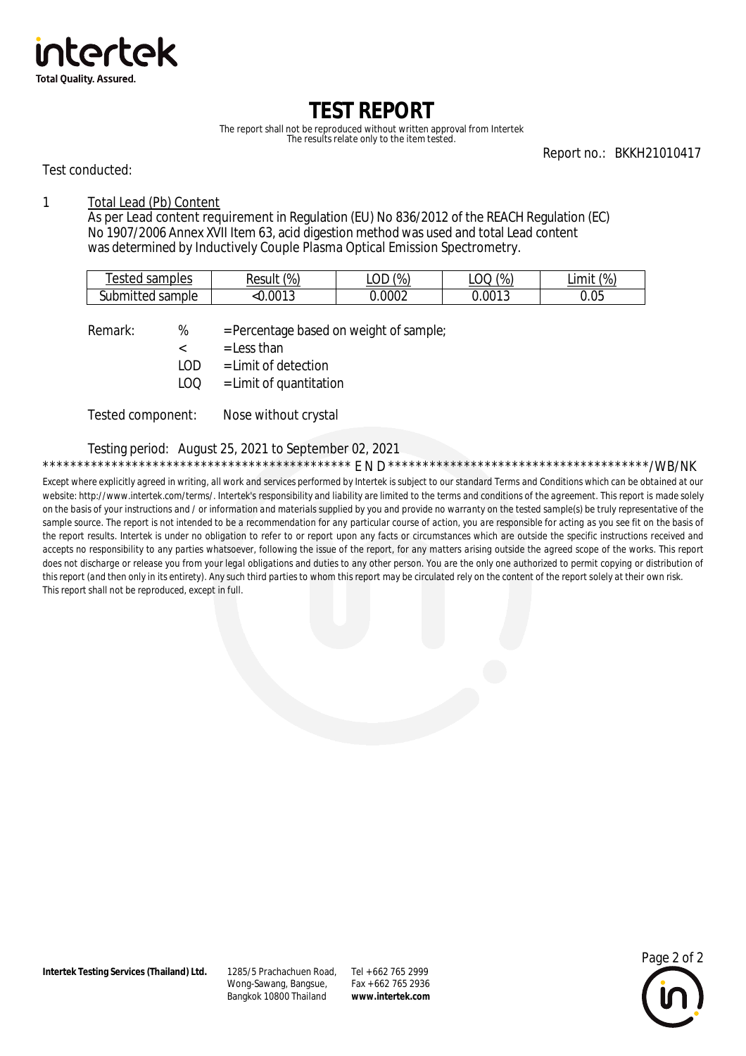# TEST REPORT

The report shall not be reproduced without written approval from Intertek
The results relate only to the item tested.

Report no.: BKKH21010417

Test conducted:

1 Total Lead (Pb) Content

As per Lead content requirement in Regulation (EU) No 836/2012 of the REACH Regulation (EC) No 1907/2006 Annex XVII Item 63, acid digestion method was used and total Lead content was determined by Inductively Couple Plasma Optical Emission Spectrometry.

| Tested samples | Result (%) | LOD (%) | LOQ (%) | Limit (%) |
|---|---|---|---|---|
| Submitted sample | <0.0013 | 0.0002 | 0.0013 | 0.05 |

Remark:
- % = Percentage based on weight of sample;
- < = Less than
- LOD = Limit of detection
- LOQ = Limit of quantitation

Tested component: Nose without crystal

Testing period: August 25, 2021 to September 02, 2021

******************************************** E N D ***************************************/WB/NK

*Except where explicitly agreed in writing, all work and services performed by Intertek is subject to our standard Terms and Conditions which can be obtained at our website: http://www.intertek.com/terms/. Intertek's responsibility and liability are limited to the terms and conditions of the agreement. This report is made solely on the basis of your instructions and / or information and materials supplied by you and provide no warranty on the tested sample(s) be truly representative of the sample source. The report is not intended to be a recommendation for any particular course of action, you are responsible for acting as you see fit on the basis of the report results. Intertek is under no obligation to refer to or report upon any facts or circumstances which are outside the specific instructions received and accepts no responsibility to any parties whatsoever, following the issue of the report, for any matters arising outside the agreed scope of the works. This report does not discharge or release you from your legal obligations and duties to any other person. You are the only one authorized to permit copying or distribution of this report (and then only in its entirety). Any such third parties to whom this report may be circulated rely on the content of the report solely at their own risk. This report shall not be reproduced, except in full.*

**Intertek Testing Services (Thailand) Ltd.** 1285/5 Prachachuen Road, Wong-Sawang, Bangsue, Bangkok 10800 Thailand Tel +662 765 2999 Fax +662 765 2936 **www.intertek.com**